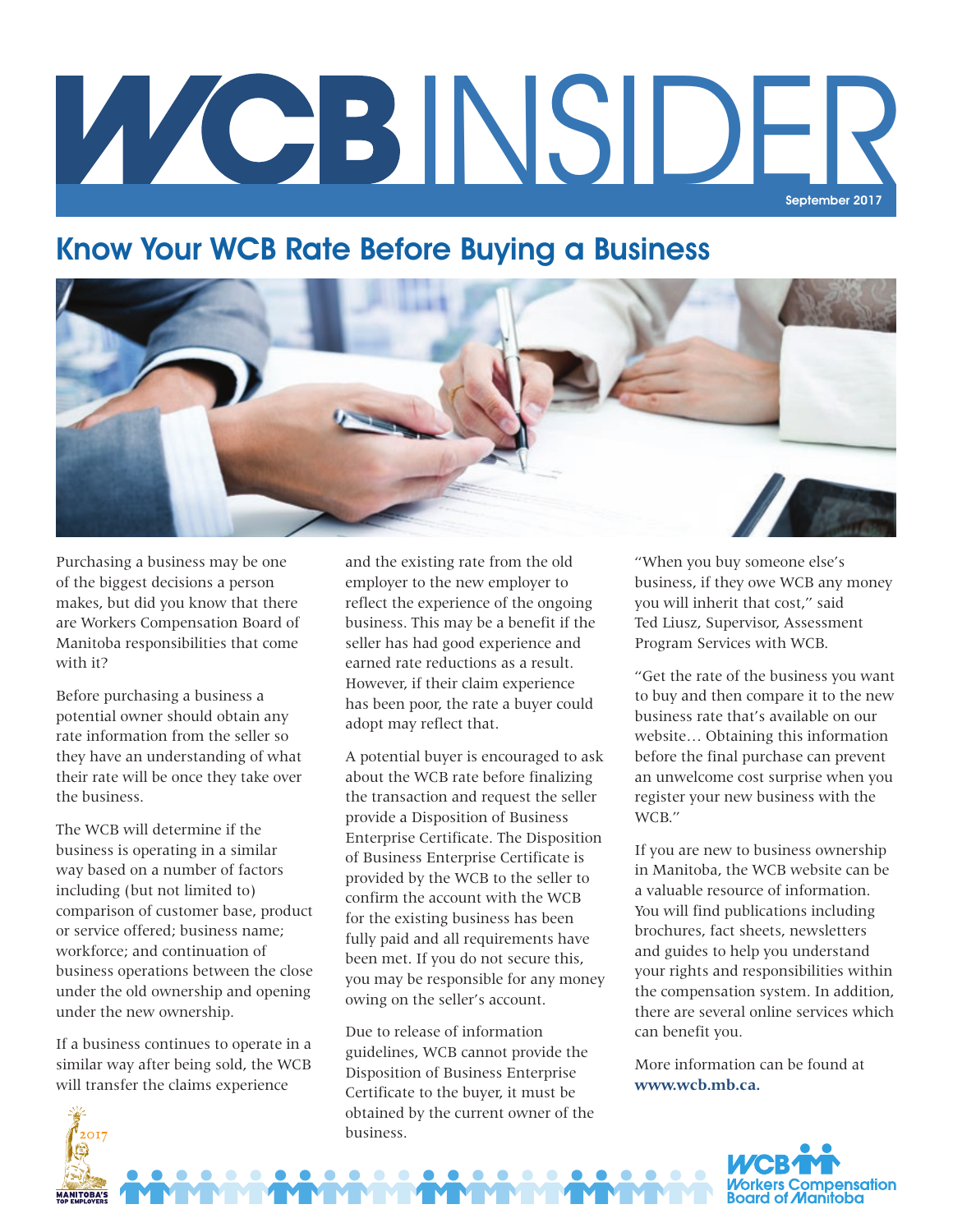# WCB INSIDER

September 2017

## Know Your WCB Rate Before Buying a Business

Purchasing a business may be one of the biggest decisions a person makes, but did you know that there are Workers Compensation Board of Manitoba responsibilities that come with it?

Before purchasing a business a potential owner should obtain any rate information from the seller so they have an understanding of what their rate will be once they take over the business.

The WCB will determine if the business is operating in a similar way based on a number of factors including (but not limited to) comparison of customer base, product or service offered; business name; workforce; and continuation of business operations between the close under the old ownership and opening under the new ownership.

If a business continues to operate in a similar way after being sold, the WCB will transfer the claims experience and the existing rate from the old employer to the new employer to reflect the experience of the ongoing business. This may be a benefit if the seller has had good experience and earned rate reductions as a result. However, if their claim experience has been poor, the rate a buyer could adopt may reflect that.

A potential buyer is encouraged to ask about the WCB rate before finalizing the transaction and request the seller provide a Disposition of Business Enterprise Certificate. The Disposition of Business Enterprise Certificate is provided by the WCB to the seller to confirm the account with the WCB for the existing business has been fully paid and all requirements have been met. If you do not secure this, you may be responsible for any money owing on the seller's account.

Due to release of information guidelines, WCB cannot provide the Disposition of Business Enterprise Certificate to the buyer, it must be obtained by the current owner of the business.

"When you buy someone else's business, if they owe WCB any money you will inherit that cost," said Ted Liusz, Supervisor, Assessment Program Services with WCB.

"Get the rate of the business you want to buy and then compare it to the new business rate that's available on our website… Obtaining this information before the final purchase can prevent an unwelcome cost surprise when you register your new business with the WCB."

If you are new to business ownership in Manitoba, the WCB website can be a valuable resource of information. You will find publications including brochures, fact sheets, newsletters and guides to help you understand your rights and responsibilities within the compensation system. In addition, there are several online services which can benefit you.

More information can be found at **www.wcb.mb.ca.**

2017 Manitoba's Top Employers

WCB Workers Compensation Board of Manitoba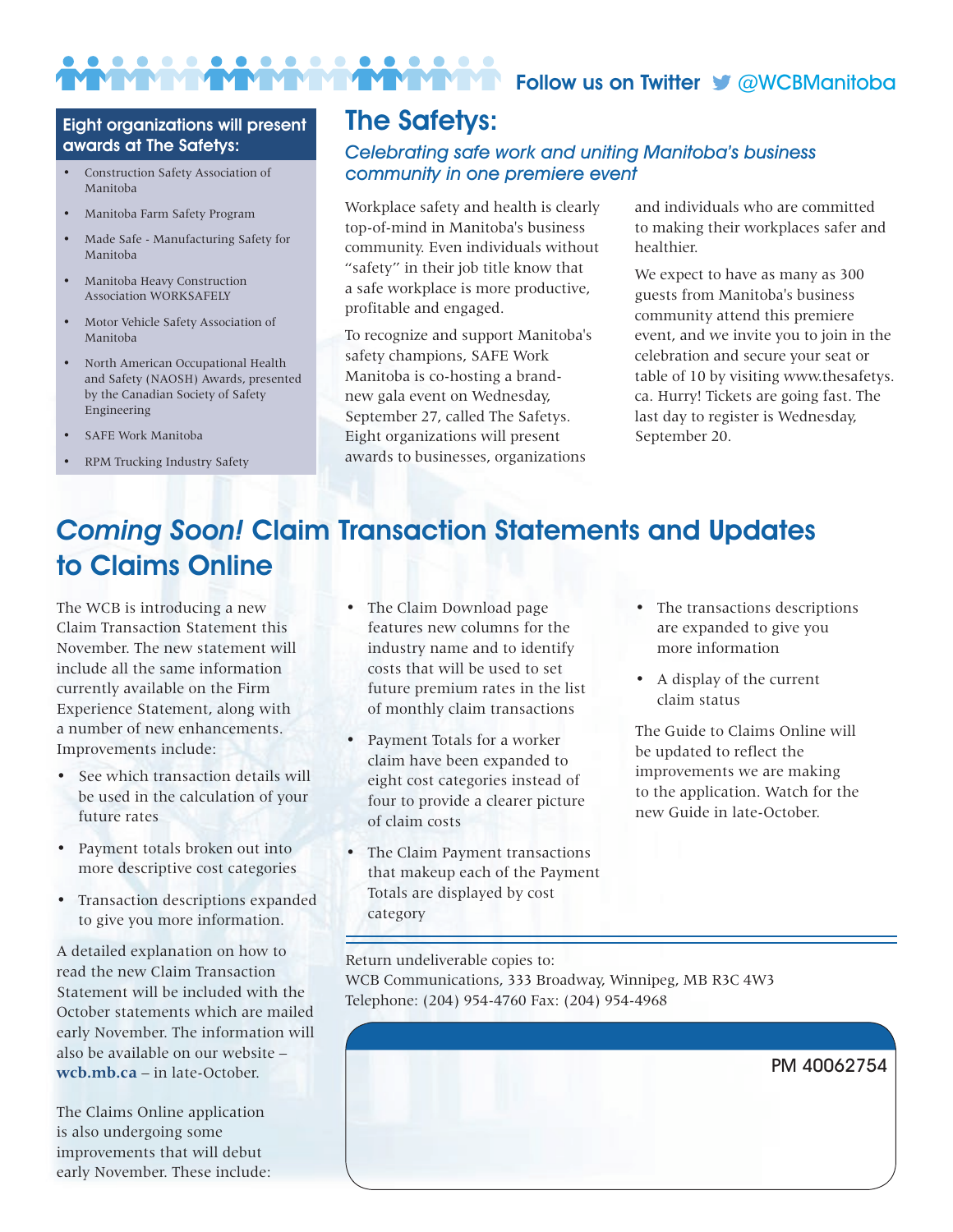Follow us on Twitter @WCBManitoba

**Eight organizations will present awards at The Safetys:**

- Construction Safety Association of Manitoba
- Manitoba Farm Safety Program
- Made Safe - Manufacturing Safety for Manitoba
- Manitoba Heavy Construction Association WORKSAFELY
- Motor Vehicle Safety Association of Manitoba
- North American Occupational Health and Safety (NAOSH) Awards, presented by the Canadian Society of Safety Engineering
- SAFE Work Manitoba
- RPM Trucking Industry Safety

## The Safetys:

*Celebrating safe work and uniting Manitoba's business community in one premiere event*

Workplace safety and health is clearly top-of-mind in Manitoba's business community. Even individuals without "safety" in their job title know that a safe workplace is more productive, profitable and engaged.

To recognize and support Manitoba's safety champions, SAFE Work Manitoba is co-hosting a brand-new gala event on Wednesday, September 27, called The Safetys. Eight organizations will present awards to businesses, organizations and individuals who are committed to making their workplaces safer and healthier.

We expect to have as many as 300 guests from Manitoba's business community attend this premiere event, and we invite you to join in the celebration and secure your seat or table of 10 by visiting www.thesafetys.ca. Hurry! Tickets are going fast. The last day to register is Wednesday, September 20.

## *Coming Soon!* Claim Transaction Statements and Updates to Claims Online

The WCB is introducing a new Claim Transaction Statement this November. The new statement will include all the same information currently available on the Firm Experience Statement, along with a number of new enhancements. Improvements include:

- See which transaction details will be used in the calculation of your future rates
- Payment totals broken out into more descriptive cost categories
- Transaction descriptions expanded to give you more information.

A detailed explanation on how to read the new Claim Transaction Statement will be included with the October statements which are mailed early November. The information will also be available on our website – **wcb.mb.ca** – in late-October.

The Claims Online application is also undergoing some improvements that will debut early November. These include:

- The Claim Download page features new columns for the industry name and to identify costs that will be used to set future premium rates in the list of monthly claim transactions
- Payment Totals for a worker claim have been expanded to eight cost categories instead of four to provide a clearer picture of claim costs
- The Claim Payment transactions that makeup each of the Payment Totals are displayed by cost category
- The transactions descriptions are expanded to give you more information
- A display of the current claim status

The Guide to Claims Online will be updated to reflect the improvements we are making to the application. Watch for the new Guide in late-October.

Return undeliverable copies to:
WCB Communications, 333 Broadway, Winnipeg, MB R3C 4W3
Telephone: (204) 954-4760 Fax: (204) 954-4968

PM 40062754